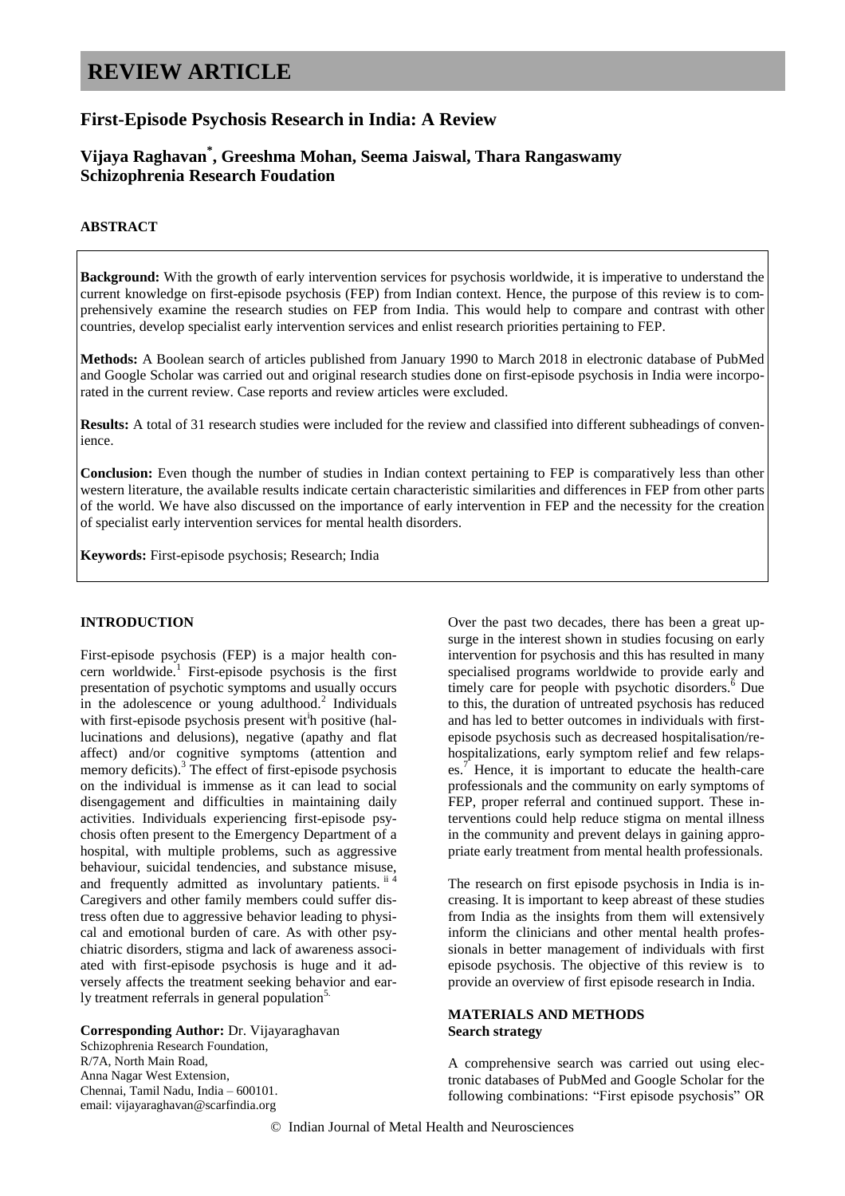# REVIEW ARTICLE

## First-Episode Psychosis Research in India: A Review

### Vijaya Raghavan*, Greeshma Mohan, Seema Jaiswal, Thara Rangaswamy
### Schizophrenia Research Foudation

#### ABSTRACT

**Background:** With the growth of early intervention services for psychosis worldwide, it is imperative to understand the current knowledge on first-episode psychosis (FEP) from Indian context. Hence, the purpose of this review is to comprehensively examine the research studies on FEP from India. This would help to compare and contrast with other countries, develop specialist early intervention services and enlist research priorities pertaining to FEP.

**Methods:** A Boolean search of articles published from January 1990 to March 2018 in electronic database of PubMed and Google Scholar was carried out and original research studies done on first-episode psychosis in India were incorporated in the current review. Case reports and review articles were excluded.

**Results:** A total of 31 research studies were included for the review and classified into different subheadings of convenience.

**Conclusion:** Even though the number of studies in Indian context pertaining to FEP is comparatively less than other western literature, the available results indicate certain characteristic similarities and differences in FEP from other parts of the world. We have also discussed on the importance of early intervention in FEP and the necessity for the creation of specialist early intervention services for mental health disorders.

**Keywords:** First-episode psychosis; Research; India

#### INTRODUCTION

First-episode psychosis (FEP) is a major health concern worldwide.[1] First-episode psychosis is the first presentation of psychotic symptoms and usually occurs in the adolescence or young adulthood.[2] Individuals with first-episode psychosis present wit[i]h positive (hallucinations and delusions), negative (apathy and flat affect) and/or cognitive symptoms (attention and memory deficits).[3] The effect of first-episode psychosis on the individual is immense as it can lead to social disengagement and difficulties in maintaining daily activities. Individuals experiencing first-episode psychosis often present to the Emergency Department of a hospital, with multiple problems, such as aggressive behaviour, suicidal tendencies, and substance misuse, and frequently admitted as involuntary patients. [ii 4] Caregivers and other family members could suffer distress often due to aggressive behavior leading to physical and emotional burden of care. As with other psychiatric disorders, stigma and lack of awareness associated with first-episode psychosis is huge and it adversely affects the treatment seeking behavior and early treatment referrals in general population[5.]

Over the past two decades, there has been a great upsurge in the interest shown in studies focusing on early intervention for psychosis and this has resulted in many specialised programs worldwide to provide early and timely care for people with psychotic disorders.[6] Due to this, the duration of untreated psychosis has reduced and has led to better outcomes in individuals with first-episode psychosis such as decreased hospitalisation/re-hospitalizations, early symptom relief and few relapses.[7] Hence, it is important to educate the health-care professionals and the community on early symptoms of FEP, proper referral and continued support. These interventions could help reduce stigma on mental illness in the community and prevent delays in gaining appropriate early treatment from mental health professionals.

The research on first episode psychosis in India is increasing. It is important to keep abreast of these studies from India as the insights from them will extensively inform the clinicians and other mental health professionals in better management of individuals with first episode psychosis. The objective of this review is to provide an overview of first episode research in India.

#### MATERIALS AND METHODS

**Search strategy**

A comprehensive search was carried out using electronic databases of PubMed and Google Scholar for the following combinations: "First episode psychosis" OR

**Corresponding Author:** Dr. Vijayaraghavan
Schizophrenia Research Foundation,
R/7A, North Main Road,
Anna Nagar West Extension,
Chennai, Tamil Nadu, India – 600101.
email: vijayaraghavan@scarfindia.org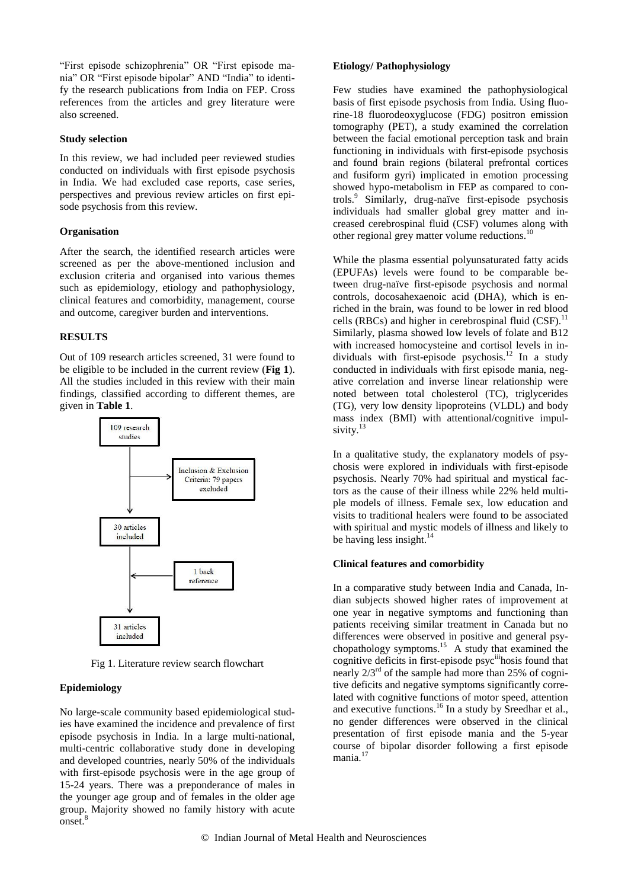"First episode schizophrenia" OR "First episode mania" OR "First episode bipolar" AND "India" to identify the research publications from India on FEP. Cross references from the articles and grey literature were also screened.

**Study selection**

In this review, we had included peer reviewed studies conducted on individuals with first episode psychosis in India. We had excluded case reports, case series, perspectives and previous review articles on first episode psychosis from this review.

**Organisation**

After the search, the identified research articles were screened as per the above-mentioned inclusion and exclusion criteria and organised into various themes such as epidemiology, etiology and pathophysiology, clinical features and comorbidity, management, course and outcome, caregiver burden and interventions.

**RESULTS**

Out of 109 research articles screened, 31 were found to be eligible to be included in the current review (**Fig 1**). All the studies included in this review with their main findings, classified according to different themes, are given in **Table 1**.

109 research studies → Inclusion & Exclusion Criteria: 79 papers excluded → 30 articles included → 1 back reference → 31 articles included

Fig 1. Literature review search flowchart

**Epidemiology**

No large-scale community based epidemiological studies have examined the incidence and prevalence of first episode psychosis in India. In a large multi-national, multi-centric collaborative study done in developing and developed countries, nearly 50% of the individuals with first-episode psychosis were in the age group of 15-24 years. There was a preponderance of males in the younger age group and of females in the older age group. Majority showed no family history with acute onset.[8]

**Etiology/ Pathophysiology**

Few studies have examined the pathophysiological basis of first episode psychosis from India. Using fluorine-18 fluorodeoxyglucose (FDG) positron emission tomography (PET), a study examined the correlation between the facial emotional perception task and brain functioning in individuals with first-episode psychosis and found brain regions (bilateral prefrontal cortices and fusiform gyri) implicated in emotion processing showed hypo-metabolism in FEP as compared to controls.[9] Similarly, drug-naïve first-episode psychosis individuals had smaller global grey matter and increased cerebrospinal fluid (CSF) volumes along with other regional grey matter volume reductions.[10]

While the plasma essential polyunsaturated fatty acids (EPUFAs) levels were found to be comparable between drug-naïve first-episode psychosis and normal controls, docosahexaenoic acid (DHA), which is enriched in the brain, was found to be lower in red blood cells (RBCs) and higher in cerebrospinal fluid (CSF).[11] Similarly, plasma showed low levels of folate and B12 with increased homocysteine and cortisol levels in individuals with first-episode psychosis.[12] In a study conducted in individuals with first episode mania, negative correlation and inverse linear relationship were noted between total cholesterol (TC), triglycerides (TG), very low density lipoproteins (VLDL) and body mass index (BMI) with attentional/cognitive impulsivity.[13]

In a qualitative study, the explanatory models of psychosis were explored in individuals with first-episode psychosis. Nearly 70% had spiritual and mystical factors as the cause of their illness while 22% held multiple models of illness. Female sex, low education and visits to traditional healers were found to be associated with spiritual and mystic models of illness and likely to be having less insight.[14]

**Clinical features and comorbidity**

In a comparative study between India and Canada, Indian subjects showed higher rates of improvement at one year in negative symptoms and functioning than patients receiving similar treatment in Canada but no differences were observed in positive and general psychopathology symptoms.[15] A study that examined the cognitive deficits in first-episode psyc[iii]hosis found that nearly 2/3rd of the sample had more than 25% of cognitive deficits and negative symptoms significantly correlated with cognitive functions of motor speed, attention and executive functions.[16] In a study by Sreedhar et al., no gender differences were observed in the clinical presentation of first episode mania and the 5-year course of bipolar disorder following a first episode mania.[17]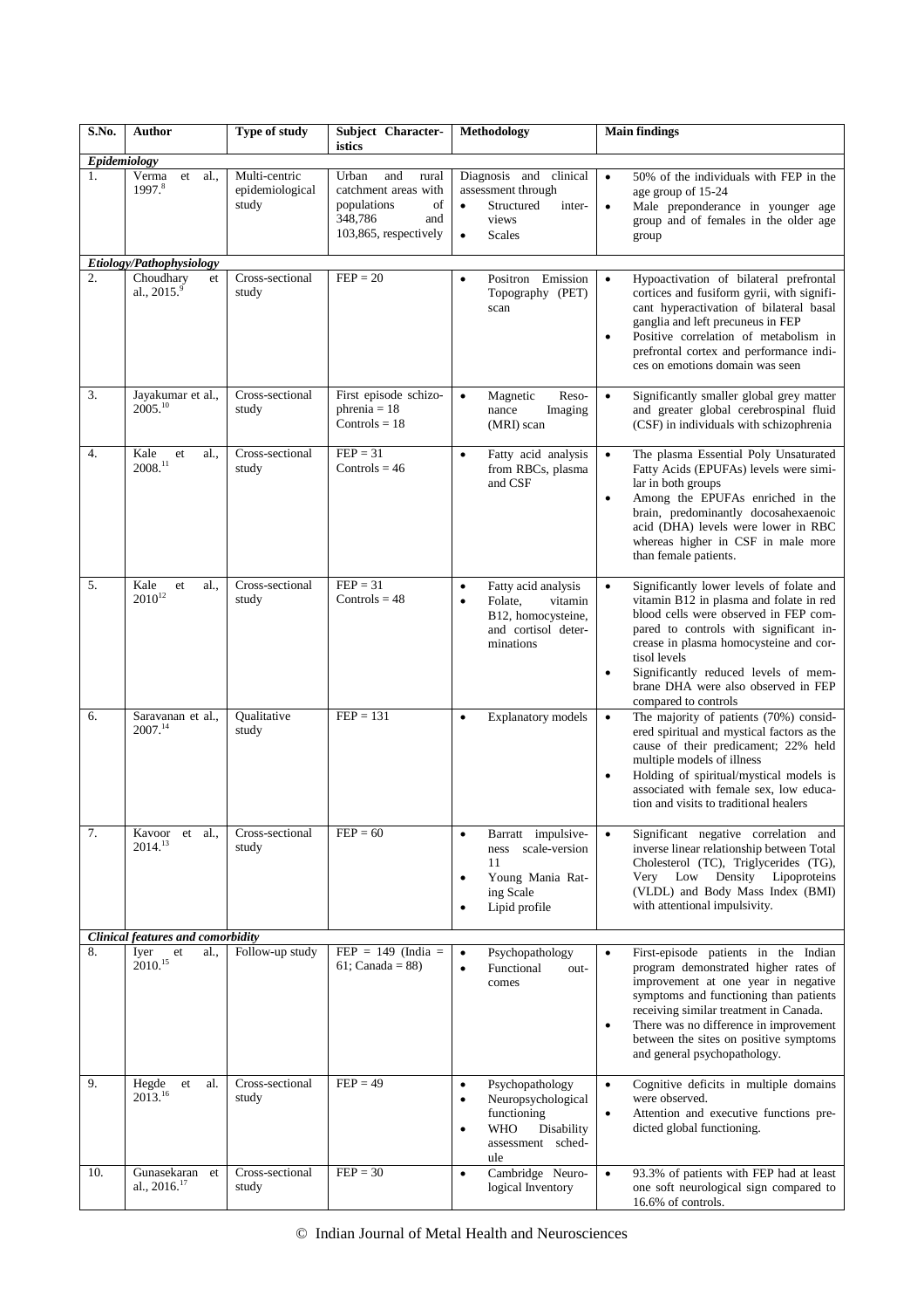| S.No. | Author | Type of study | Subject Characteristics | Methodology | Main findings |
|---|---|---|---|---|---|
| ***Epidemiology*** | | | | | |
| 1. | Verma et al., 1997.[8] | Multi-centric epidemiological study | Urban and rural catchment areas with populations of 348,786 and 103,865, respectively | Diagnosis and clinical assessment through<br>• Structured interviews<br>• Scales | • 50% of the individuals with FEP in the age group of 15-24<br>• Male preponderance in younger age group and of females in the older age group |
| ***Etiology/Pathophysiology*** | | | | | |
| 2. | Choudhary et al., 2015.[9] | Cross-sectional study | FEP = 20 | • Positron Emission Topography (PET) scan | • Hypoactivation of bilateral prefrontal cortices and fusiform gyrii, with significant hyperactivation of bilateral basal ganglia and left precuneus in FEP<br>• Positive correlation of metabolism in prefrontal cortex and performance indices on emotions domain was seen |
| 3. | Jayakumar et al., 2005.[10] | Cross-sectional study | First episode schizophrenia = 18<br>Controls = 18 | • Magnetic Resonance Imaging (MRI) scan | • Significantly smaller global grey matter and greater global cerebrospinal fluid (CSF) in individuals with schizophrenia |
| 4. | Kale et al., 2008.[11] | Cross-sectional study | FEP = 31<br>Controls = 46 | • Fatty acid analysis from RBCs, plasma and CSF | • The plasma Essential Poly Unsaturated Fatty Acids (EPUFAs) levels were similar in both groups<br>• Among the EPUFAs enriched in the brain, predominantly docosahexaenoic acid (DHA) levels were lower in RBC whereas higher in CSF in male more than female patients. |
| 5. | Kale et al., 2010[12] | Cross-sectional study | FEP = 31<br>Controls = 48 | • Fatty acid analysis<br>• Folate, vitamin B12, homocysteine, and cortisol determinations | • Significantly lower levels of folate and vitamin B12 in plasma and folate in red blood cells were observed in FEP compared to controls with significant increase in plasma homocysteine and cortisol levels<br>• Significantly reduced levels of membrane DHA were also observed in FEP compared to controls |
| 6. | Saravanan et al., 2007.[14] | Qualitative study | FEP = 131 | • Explanatory models | • The majority of patients (70%) considered spiritual and mystical factors as the cause of their predicament; 22% held multiple models of illness<br>• Holding of spiritual/mystical models is associated with female sex, low education and visits to traditional healers |
| 7. | Kavoor et al., 2014.[13] | Cross-sectional study | FEP = 60 | • Barratt impulsiveness scale-version 11<br>• Young Mania Rating Scale<br>• Lipid profile | • Significant negative correlation and inverse linear relationship between Total Cholesterol (TC), Triglycerides (TG), Very Low Density Lipoproteins (VLDL) and Body Mass Index (BMI) with attentional impulsivity. |
| ***Clinical features and comorbidity*** | | | | | |
| 8. | Iyer et al., 2010.[15] | Follow-up study | FEP = 149 (India = 61; Canada = 88) | • Psychopathology<br>• Functional outcomes | • First-episode patients in the Indian program demonstrated higher rates of improvement at one year in negative symptoms and functioning than patients receiving similar treatment in Canada.<br>• There was no difference in improvement between the sites on positive symptoms and general psychopathology. |
| 9. | Hegde et al. 2013.[16] | Cross-sectional study | FEP = 49 | • Psychopathology<br>• Neuropsychological functioning<br>• WHO Disability assessment schedule | • Cognitive deficits in multiple domains were observed.<br>• Attention and executive functions predicted global functioning. |
| 10. | Gunasekaran et al., 2016.[17] | Cross-sectional study | FEP = 30 | • Cambridge Neurological Inventory | • 93.3% of patients with FEP had at least one soft neurological sign compared to 16.6% of controls. |

© Indian Journal of Metal Health and Neurosciences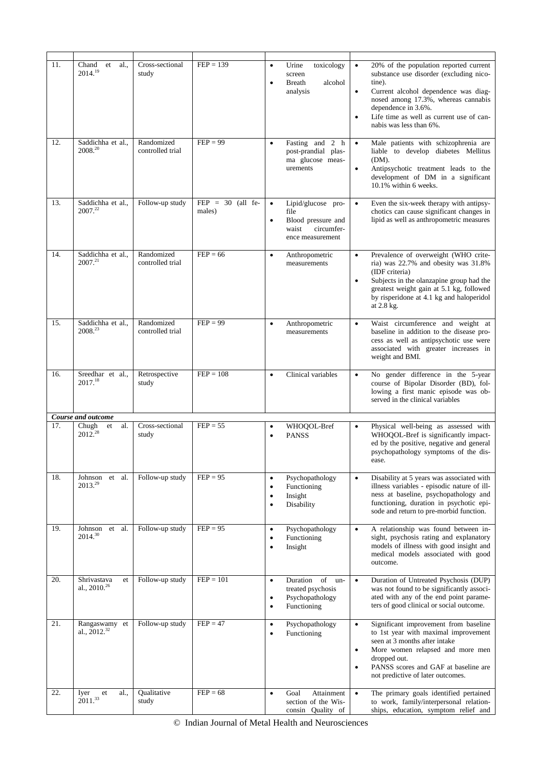| | | | | | |
|---|---|---|---|---|---|
| 11. | Chand et al., 2014.[19] | Cross-sectional study | FEP = 139 | • Urine toxicology screen<br>• Breath alcohol analysis | • 20% of the population reported current substance use disorder (excluding nicotine).<br>• Current alcohol dependence was diagnosed among 17.3%, whereas cannabis dependence in 3.6%.<br>• Life time as well as current use of cannabis was less than 6%. |
| 12. | Saddichha et al., 2008.[20] | Randomized controlled trial | FEP = 99 | • Fasting and 2 h post-prandial plasma glucose measurements | • Male patients with schizophrenia are liable to develop diabetes Mellitus (DM).<br>• Antipsychotic treatment leads to the development of DM in a significant 10.1% within 6 weeks. |
| 13. | Saddichha et al., 2007.[22] | Follow-up study | FEP = 30 (all females) | • Lipid/glucose profile<br>• Blood pressure and waist circumference measurement | • Even the six-week therapy with antipsychotics can cause significant changes in lipid as well as anthropometric measures |
| 14. | Saddichha et al., 2007.[21] | Randomized controlled trial | FEP = 66 | • Anthropometric measurements | • Prevalence of overweight (WHO criteria) was 22.7% and obesity was 31.8% (IDF criteria)<br>• Subjects in the olanzapine group had the greatest weight gain at 5.1 kg, followed by risperidone at 4.1 kg and haloperidol at 2.8 kg. |
| 15. | Saddichha et al., 2008.[23] | Randomized controlled trial | FEP = 99 | • Anthropometric measurements | • Waist circumference and weight at baseline in addition to the disease process as well as antipsychotic use were associated with greater increases in weight and BMI. |
| 16. | Sreedhar et al., 2017.[18] | Retrospective study | FEP = 108 | • Clinical variables | • No gender difference in the 5-year course of Bipolar Disorder (BD), following a first manic episode was observed in the clinical variables |
| ***Course and outcome*** | | | | | |
| 17. | Chugh et al. 2012.[28] | Cross-sectional study | FEP = 55 | • WHOQOL-Bref<br>• PANSS | • Physical well-being as assessed with WHOQOL-Bref is significantly impacted by the positive, negative and general psychopathology symptoms of the disease. |
| 18. | Johnson et al. 2013.[29] | Follow-up study | FEP = 95 | • Psychopathology<br>• Functioning<br>• Insight<br>• Disability | • Disability at 5 years was associated with illness variables - episodic nature of illness at baseline, psychopathology and functioning, duration in psychotic episode and return to pre-morbid function. |
| 19. | Johnson et al. 2014.[30] | Follow-up study | FEP = 95 | • Psychopathology<br>• Functioning<br>• Insight | • A relationship was found between insight, psychosis rating and explanatory models of illness with good insight and medical models associated with good outcome. |
| 20. | Shrivastava et al., 2010.[26] | Follow-up study | FEP = 101 | • Duration of untreated psychosis<br>• Psychopathology<br>• Functioning | • Duration of Untreated Psychosis (DUP) was not found to be significantly associated with any of the end point parameters of good clinical or social outcome. |
| 21. | Rangaswamy et al., 2012.[32] | Follow-up study | FEP = 47 | • Psychopathology<br>• Functioning | • Significant improvement from baseline to 1st year with maximal improvement seen at 3 months after intake<br>• More women relapsed and more men dropped out.<br>• PANSS scores and GAF at baseline are not predictive of later outcomes. |
| 22. | Iyer et al., 2011.[33] | Qualitative study | FEP = 68 | • Goal Attainment section of the Wisconsin Quality of | • The primary goals identified pertained to work, family/interpersonal relationships, education, symptom relief and |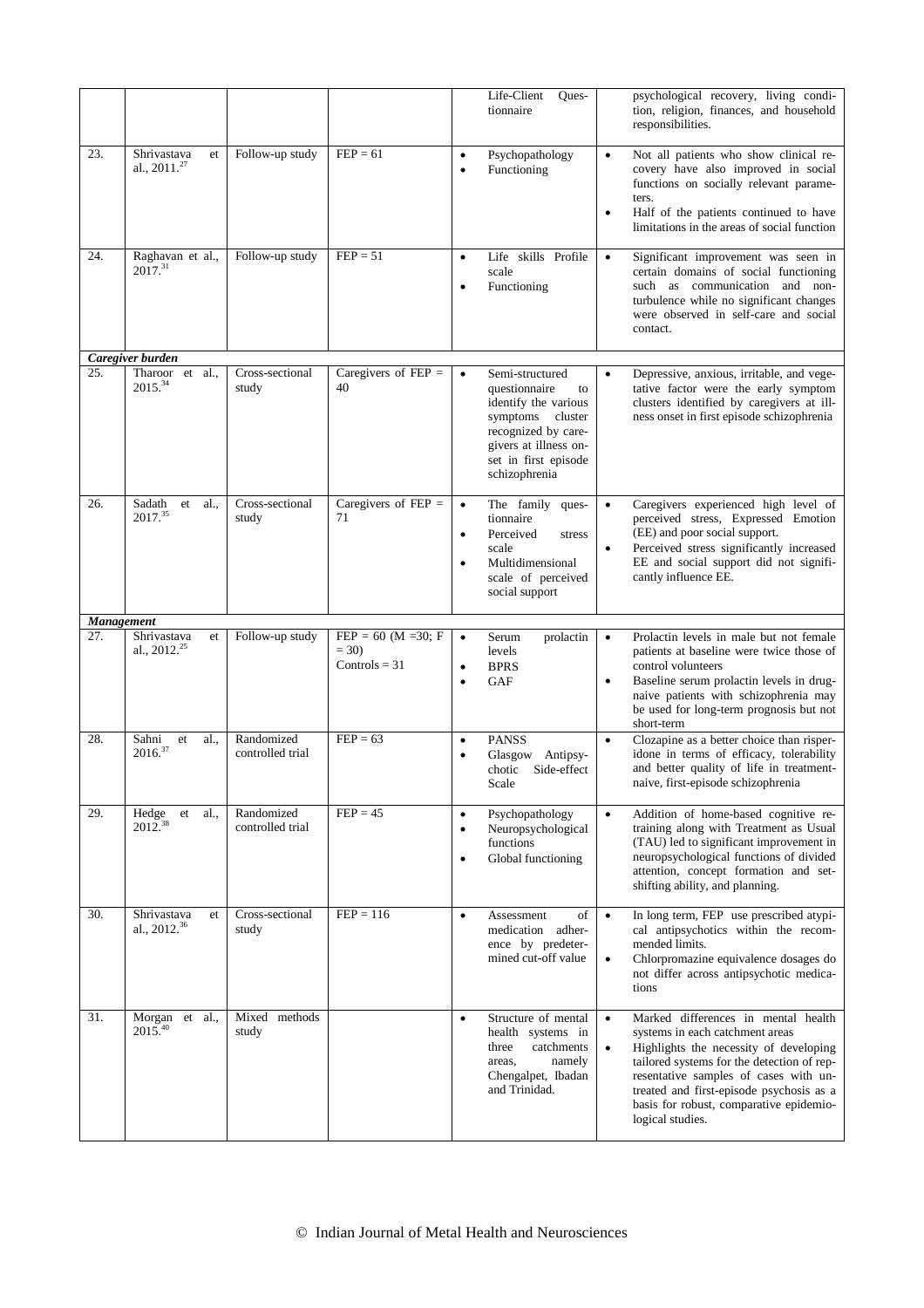| | | | | | |
|---|---|---|---|---|---|
| | | | | Life-Client Questionnaire | psychological recovery, living condition, religion, finances, and household responsibilities. |
| 23. | Shrivastava et al., 2011.[27] | Follow-up study | FEP = 61 | • Psychopathology<br>• Functioning | • Not all patients who show clinical recovery have also improved in social functions on socially relevant parameters.<br>• Half of the patients continued to have limitations in the areas of social function |
| 24. | Raghavan et al., 2017.[31] | Follow-up study | FEP = 51 | • Life skills Profile scale<br>• Functioning | • Significant improvement was seen in certain domains of social functioning such as communication and non-turbulence while no significant changes were observed in self-care and social contact. |
| ***Caregiver burden*** | | | | | |
| 25. | Tharoor et al., 2015.[34] | Cross-sectional study | Caregivers of FEP = 40 | • Semi-structured questionnaire to identify the various symptoms cluster recognized by caregivers at illness onset in first episode schizophrenia | • Depressive, anxious, irritable, and vegetative factor were the early symptom clusters identified by caregivers at illness onset in first episode schizophrenia |
| 26. | Sadath et al., 2017.[35] | Cross-sectional study | Caregivers of FEP = 71 | • The family questionnaire<br>• Perceived stress scale<br>• Multidimensional scale of perceived social support | • Caregivers experienced high level of perceived stress, Expressed Emotion (EE) and poor social support.<br>• Perceived stress significantly increased EE and social support did not significantly influence EE. |
| ***Management*** | | | | | |
| 27. | Shrivastava et al., 2012.[25] | Follow-up study | FEP = 60 (M =30; F = 30)<br>Controls = 31 | • Serum prolactin levels<br>• BPRS<br>• GAF | • Prolactin levels in male but not female patients at baseline were twice those of control volunteers<br>• Baseline serum prolactin levels in drug-naive patients with schizophrenia may be used for long-term prognosis but not short-term |
| 28. | Sahni et al., 2016.[37] | Randomized controlled trial | FEP = 63 | • PANSS<br>• Glasgow Antipsychotic Side-effect Scale | • Clozapine as a better choice than risperidone in terms of efficacy, tolerability and better quality of life in treatment-naive, first-episode schizophrenia |
| 29. | Hedge et al., 2012.[38] | Randomized controlled trial | FEP = 45 | • Psychopathology<br>• Neuropsychological functions<br>• Global functioning | • Addition of home-based cognitive retraining along with Treatment as Usual (TAU) led to significant improvement in neuropsychological functions of divided attention, concept formation and set-shifting ability, and planning. |
| 30. | Shrivastava et al., 2012.[36] | Cross-sectional study | FEP = 116 | • Assessment of medication adherence by predetermined cut-off value | • In long term, FEP use prescribed atypical antipsychotics within the recommended limits.<br>• Chlorpromazine equivalence dosages do not differ across antipsychotic medications |
| 31. | Morgan et al., 2015.[40] | Mixed methods study | | • Structure of mental health systems in three catchments areas, namely Chengalpet, Ibadan and Trinidad. | • Marked differences in mental health systems in each catchment areas<br>• Highlights the necessity of developing tailored systems for the detection of representative samples of cases with untreated and first-episode psychosis as a basis for robust, comparative epidemiological studies. |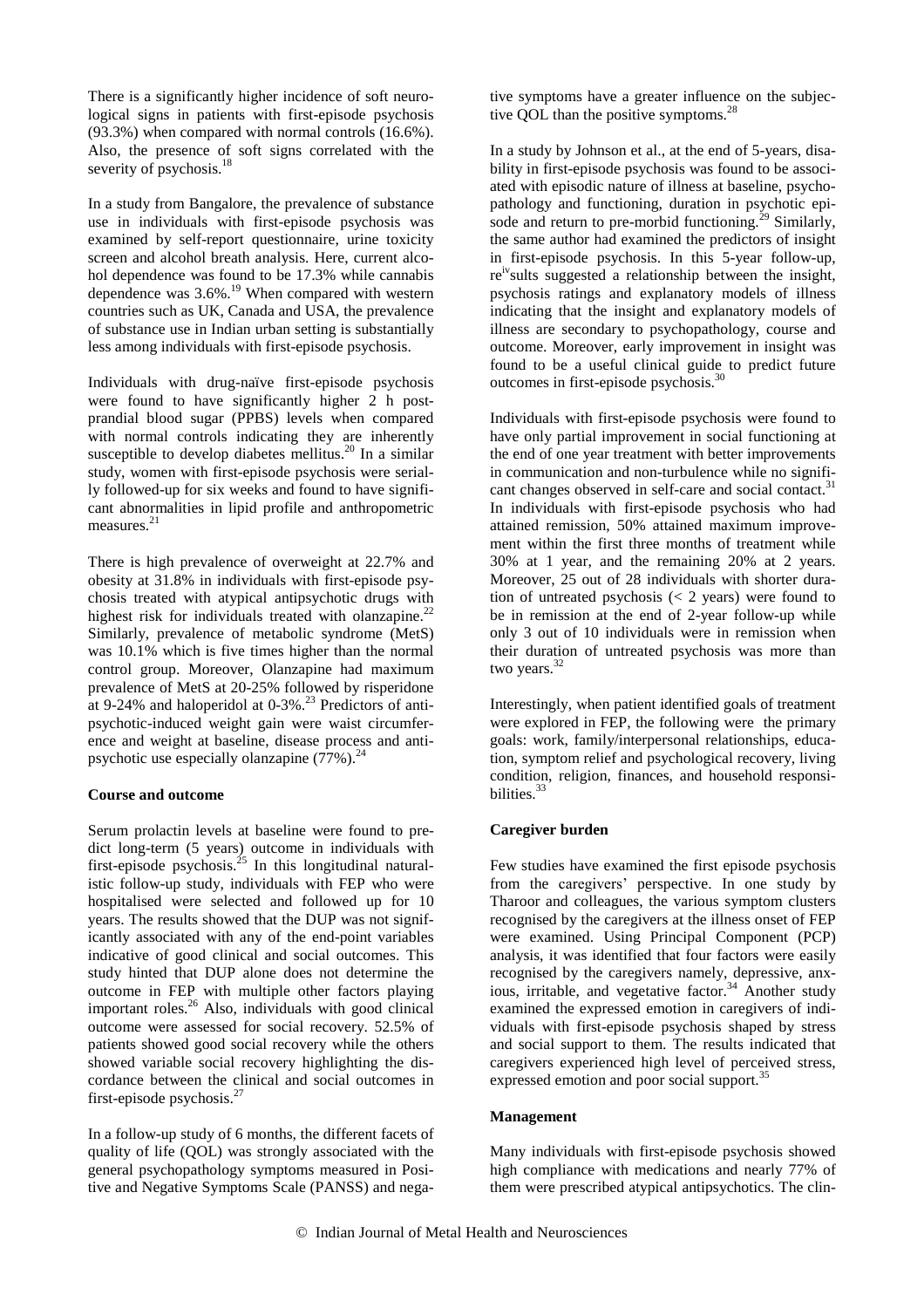There is a significantly higher incidence of soft neurological signs in patients with first-episode psychosis (93.3%) when compared with normal controls (16.6%). Also, the presence of soft signs correlated with the severity of psychosis.[18]

In a study from Bangalore, the prevalence of substance use in individuals with first-episode psychosis was examined by self-report questionnaire, urine toxicity screen and alcohol breath analysis. Here, current alcohol dependence was found to be 17.3% while cannabis dependence was 3.6%.[19] When compared with western countries such as UK, Canada and USA, the prevalence of substance use in Indian urban setting is substantially less among individuals with first-episode psychosis.

Individuals with drug-naïve first-episode psychosis were found to have significantly higher 2 h postprandial blood sugar (PPBS) levels when compared with normal controls indicating they are inherently susceptible to develop diabetes mellitus.[20] In a similar study, women with first-episode psychosis were serially followed-up for six weeks and found to have significant abnormalities in lipid profile and anthropometric measures.[21]

There is high prevalence of overweight at 22.7% and obesity at 31.8% in individuals with first-episode psychosis treated with atypical antipsychotic drugs with highest risk for individuals treated with olanzapine.[22] Similarly, prevalence of metabolic syndrome (MetS) was 10.1% which is five times higher than the normal control group. Moreover, Olanzapine had maximum prevalence of MetS at 20-25% followed by risperidone at 9-24% and haloperidol at 0-3%.[23] Predictors of antipsychotic-induced weight gain were waist circumference and weight at baseline, disease process and antipsychotic use especially olanzapine (77%).[24]

**Course and outcome**

Serum prolactin levels at baseline were found to predict long-term (5 years) outcome in individuals with first-episode psychosis.[25] In this longitudinal naturalistic follow-up study, individuals with FEP who were hospitalised were selected and followed up for 10 years. The results showed that the DUP was not significantly associated with any of the end-point variables indicative of good clinical and social outcomes. This study hinted that DUP alone does not determine the outcome in FEP with multiple other factors playing important roles.[26] Also, individuals with good clinical outcome were assessed for social recovery. 52.5% of patients showed good social recovery while the others showed variable social recovery highlighting the discordance between the clinical and social outcomes in first-episode psychosis.[27]

In a follow-up study of 6 months, the different facets of quality of life (QOL) was strongly associated with the general psychopathology symptoms measured in Positive and Negative Symptoms Scale (PANSS) and negative symptoms have a greater influence on the subjective QOL than the positive symptoms.[28]

In a study by Johnson et al., at the end of 5-years, disability in first-episode psychosis was found to be associated with episodic nature of illness at baseline, psychopathology and functioning, duration in psychotic episode and return to pre-morbid functioning.[29] Similarly, the same author had examined the predictors of insight in first-episode psychosis. In this 5-year follow-up, re[iv]sults suggested a relationship between the insight, psychosis ratings and explanatory models of illness indicating that the insight and explanatory models of illness are secondary to psychopathology, course and outcome. Moreover, early improvement in insight was found to be a useful clinical guide to predict future outcomes in first-episode psychosis.[30]

Individuals with first-episode psychosis were found to have only partial improvement in social functioning at the end of one year treatment with better improvements in communication and non-turbulence while no significant changes observed in self-care and social contact.[31] In individuals with first-episode psychosis who had attained remission, 50% attained maximum improvement within the first three months of treatment while 30% at 1 year, and the remaining 20% at 2 years. Moreover, 25 out of 28 individuals with shorter duration of untreated psychosis (< 2 years) were found to be in remission at the end of 2-year follow-up while only 3 out of 10 individuals were in remission when their duration of untreated psychosis was more than two years.[32]

Interestingly, when patient identified goals of treatment were explored in FEP, the following were the primary goals: work, family/interpersonal relationships, education, symptom relief and psychological recovery, living condition, religion, finances, and household responsibilities.[33]

**Caregiver burden**

Few studies have examined the first episode psychosis from the caregivers' perspective. In one study by Tharoor and colleagues, the various symptom clusters recognised by the caregivers at the illness onset of FEP were examined. Using Principal Component (PCP) analysis, it was identified that four factors were easily recognised by the caregivers namely, depressive, anxious, irritable, and vegetative factor.[34] Another study examined the expressed emotion in caregivers of individuals with first-episode psychosis shaped by stress and social support to them. The results indicated that caregivers experienced high level of perceived stress, expressed emotion and poor social support.[35]

**Management**

Many individuals with first-episode psychosis showed high compliance with medications and nearly 77% of them were prescribed atypical antipsychotics. The clin-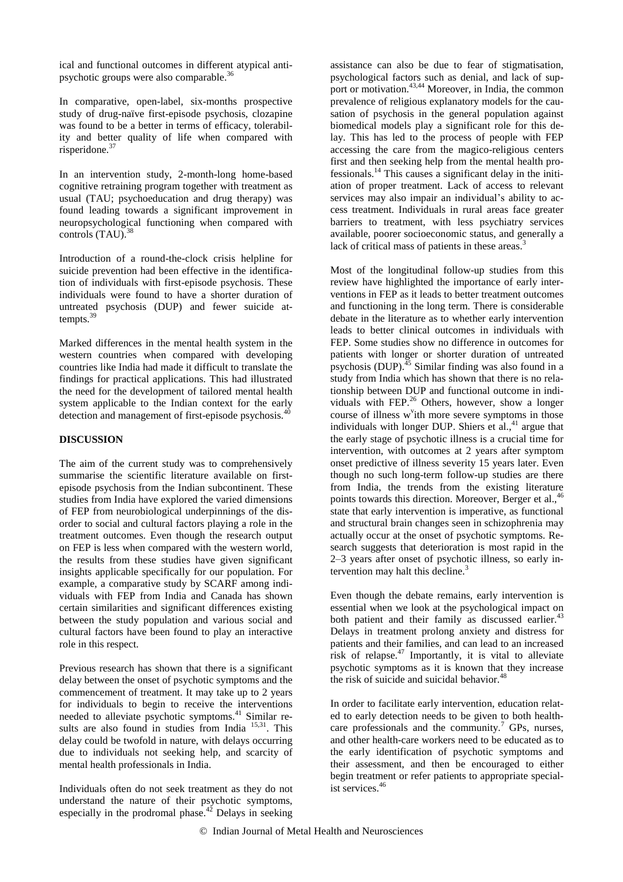ical and functional outcomes in different atypical antipsychotic groups were also comparable.[36]

In comparative, open-label, six-months prospective study of drug-naïve first-episode psychosis, clozapine was found to be a better in terms of efficacy, tolerability and better quality of life when compared with risperidone.[37]

In an intervention study, 2-month-long home-based cognitive retraining program together with treatment as usual (TAU; psychoeducation and drug therapy) was found leading towards a significant improvement in neuropsychological functioning when compared with controls (TAU).[38]

Introduction of a round-the-clock crisis helpline for suicide prevention had been effective in the identification of individuals with first-episode psychosis. These individuals were found to have a shorter duration of untreated psychosis (DUP) and fewer suicide attempts.[39]

Marked differences in the mental health system in the western countries when compared with developing countries like India had made it difficult to translate the findings for practical applications. This had illustrated the need for the development of tailored mental health system applicable to the Indian context for the early detection and management of first-episode psychosis.[40]

## DISCUSSION

The aim of the current study was to comprehensively summarise the scientific literature available on first-episode psychosis from the Indian subcontinent. These studies from India have explored the varied dimensions of FEP from neurobiological underpinnings of the disorder to social and cultural factors playing a role in the treatment outcomes. Even though the research output on FEP is less when compared with the western world, the results from these studies have given significant insights applicable specifically for our population. For example, a comparative study by SCARF among individuals with FEP from India and Canada has shown certain similarities and significant differences existing between the study population and various social and cultural factors have been found to play an interactive role in this respect.

Previous research has shown that there is a significant delay between the onset of psychotic symptoms and the commencement of treatment. It may take up to 2 years for individuals to begin to receive the interventions needed to alleviate psychotic symptoms.[41] Similar results are also found in studies from India [15,31]. This delay could be twofold in nature, with delays occurring due to individuals not seeking help, and scarcity of mental health professionals in India.

Individuals often do not seek treatment as they do not understand the nature of their psychotic symptoms, especially in the prodromal phase.[42] Delays in seeking assistance can also be due to fear of stigmatisation, psychological factors such as denial, and lack of support or motivation.[43,44] Moreover, in India, the common prevalence of religious explanatory models for the causation of psychosis in the general population against biomedical models play a significant role for this delay. This has led to the process of people with FEP accessing the care from the magico-religious centers first and then seeking help from the mental health professionals.[14] This causes a significant delay in the initiation of proper treatment. Lack of access to relevant services may also impair an individual's ability to access treatment. Individuals in rural areas face greater barriers to treatment, with less psychiatry services available, poorer socioeconomic status, and generally a lack of critical mass of patients in these areas.[3]

Most of the longitudinal follow-up studies from this review have highlighted the importance of early interventions in FEP as it leads to better treatment outcomes and functioning in the long term. There is considerable debate in the literature as to whether early intervention leads to better clinical outcomes in individuals with FEP. Some studies show no difference in outcomes for patients with longer or shorter duration of untreated psychosis (DUP).[45] Similar finding was also found in a study from India which has shown that there is no relationship between DUP and functional outcome in individuals with FEP.[26] Others, however, show a longer course of illness with more severe symptoms in those individuals with longer DUP. Shiers et al.,[41] argue that the early stage of psychotic illness is a crucial time for intervention, with outcomes at 2 years after symptom onset predictive of illness severity 15 years later. Even though no such long-term follow-up studies are there from India, the trends from the existing literature points towards this direction. Moreover, Berger et al.,[46] state that early intervention is imperative, as functional and structural brain changes seen in schizophrenia may actually occur at the onset of psychotic symptoms. Research suggests that deterioration is most rapid in the 2–3 years after onset of psychotic illness, so early intervention may halt this decline.[3]

Even though the debate remains, early intervention is essential when we look at the psychological impact on both patient and their family as discussed earlier.[43] Delays in treatment prolong anxiety and distress for patients and their families, and can lead to an increased risk of relapse.[47] Importantly, it is vital to alleviate psychotic symptoms as it is known that they increase the risk of suicide and suicidal behavior.[48]

In order to facilitate early intervention, education related to early detection needs to be given to both health-care professionals and the community.[7] GPs, nurses, and other health-care workers need to be educated as to the early identification of psychotic symptoms and their assessment, and then be encouraged to either begin treatment or refer patients to appropriate specialist services.[46]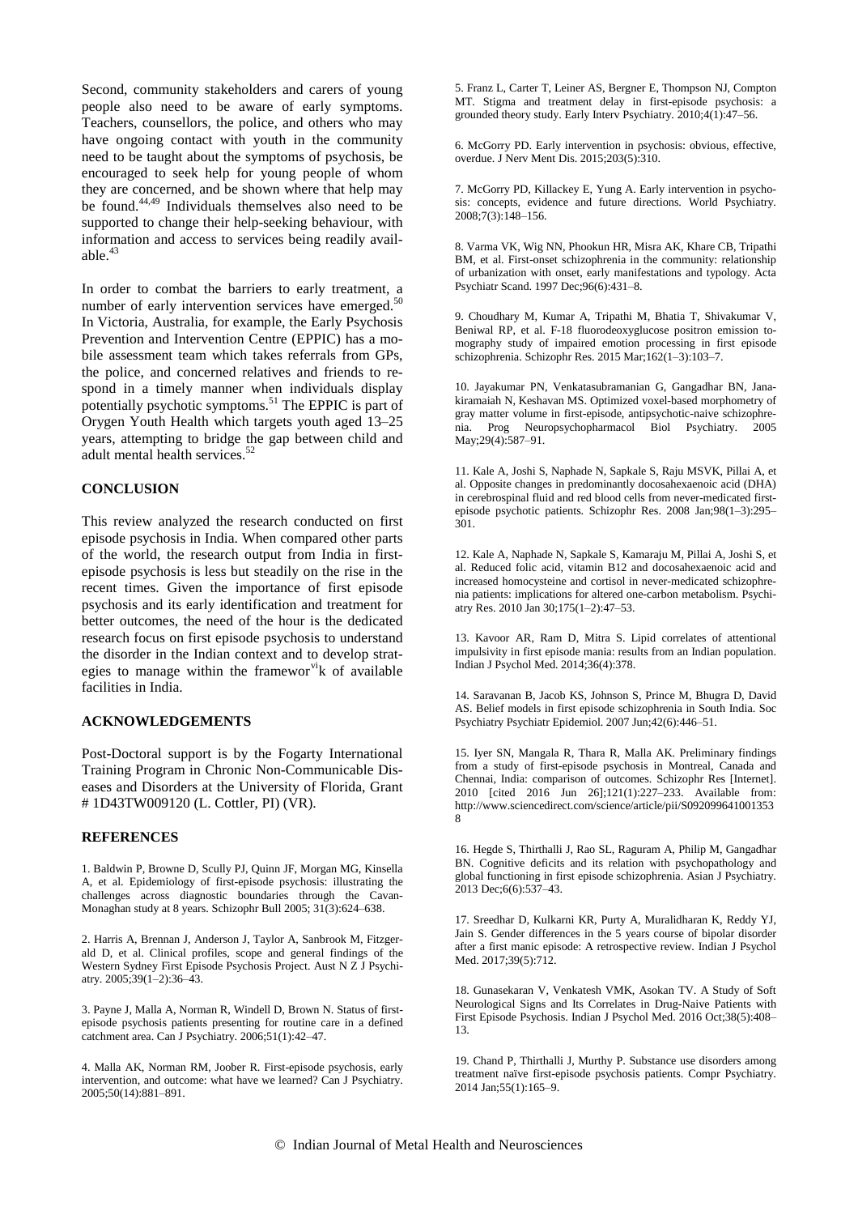Second, community stakeholders and carers of young people also need to be aware of early symptoms. Teachers, counsellors, the police, and others who may have ongoing contact with youth in the community need to be taught about the symptoms of psychosis, be encouraged to seek help for young people of whom they are concerned, and be shown where that help may be found.[44,49] Individuals themselves also need to be supported to change their help-seeking behaviour, with information and access to services being readily available.[43]

In order to combat the barriers to early treatment, a number of early intervention services have emerged.[50] In Victoria, Australia, for example, the Early Psychosis Prevention and Intervention Centre (EPPIC) has a mobile assessment team which takes referrals from GPs, the police, and concerned relatives and friends to respond in a timely manner when individuals display potentially psychotic symptoms.[51] The EPPIC is part of Orygen Youth Health which targets youth aged 13–25 years, attempting to bridge the gap between child and adult mental health services.[52]

## CONCLUSION

This review analyzed the research conducted on first episode psychosis in India. When compared other parts of the world, the research output from India in first-episode psychosis is less but steadily on the rise in the recent times. Given the importance of first episode psychosis and its early identification and treatment for better outcomes, the need of the hour is the dedicated research focus on first episode psychosis to understand the disorder in the Indian context and to develop strategies to manage within the framewor[vi]k of available facilities in India.

## ACKNOWLEDGEMENTS

Post-Doctoral support is by the Fogarty International Training Program in Chronic Non-Communicable Diseases and Disorders at the University of Florida, Grant # 1D43TW009120 (L. Cottler, PI) (VR).

## REFERENCES

1. Baldwin P, Browne D, Scully PJ, Quinn JF, Morgan MG, Kinsella A, et al. Epidemiology of first-episode psychosis: illustrating the challenges across diagnostic boundaries through the Cavan-Monaghan study at 8 years. Schizophr Bull 2005; 31(3):624–638.

2. Harris A, Brennan J, Anderson J, Taylor A, Sanbrook M, Fitzgerald D, et al. Clinical profiles, scope and general findings of the Western Sydney First Episode Psychosis Project. Aust N Z J Psychiatry. 2005;39(1–2):36–43.

3. Payne J, Malla A, Norman R, Windell D, Brown N. Status of first-episode psychosis patients presenting for routine care in a defined catchment area. Can J Psychiatry. 2006;51(1):42–47.

4. Malla AK, Norman RM, Joober R. First-episode psychosis, early intervention, and outcome: what have we learned? Can J Psychiatry. 2005;50(14):881–891.

5. Franz L, Carter T, Leiner AS, Bergner E, Thompson NJ, Compton MT. Stigma and treatment delay in first-episode psychosis: a grounded theory study. Early Interv Psychiatry. 2010;4(1):47–56.

6. McGorry PD. Early intervention in psychosis: obvious, effective, overdue. J Nerv Ment Dis. 2015;203(5):310.

7. McGorry PD, Killackey E, Yung A. Early intervention in psychosis: concepts, evidence and future directions. World Psychiatry. 2008;7(3):148–156.

8. Varma VK, Wig NN, Phookun HR, Misra AK, Khare CB, Tripathi BM, et al. First-onset schizophrenia in the community: relationship of urbanization with onset, early manifestations and typology. Acta Psychiatr Scand. 1997 Dec;96(6):431–8.

9. Choudhary M, Kumar A, Tripathi M, Bhatia T, Shivakumar V, Beniwal RP, et al. F-18 fluorodeoxyglucose positron emission tomography study of impaired emotion processing in first episode schizophrenia. Schizophr Res. 2015 Mar;162(1–3):103–7.

10. Jayakumar PN, Venkatasubramanian G, Gangadhar BN, Janakiramaiah N, Keshavan MS. Optimized voxel-based morphometry of gray matter volume in first-episode, antipsychotic-naive schizophrenia. Prog Neuropsychopharmacol Biol Psychiatry. 2005 May;29(4):587–91.

11. Kale A, Joshi S, Naphade N, Sapkale S, Raju MSVK, Pillai A, et al. Opposite changes in predominantly docosahexaenoic acid (DHA) in cerebrospinal fluid and red blood cells from never-medicated first-episode psychotic patients. Schizophr Res. 2008 Jan;98(1–3):295–301.

12. Kale A, Naphade N, Sapkale S, Kamaraju M, Pillai A, Joshi S, et al. Reduced folic acid, vitamin B12 and docosahexaenoic acid and increased homocysteine and cortisol in never-medicated schizophrenia patients: implications for altered one-carbon metabolism. Psychiatry Res. 2010 Jan 30;175(1–2):47–53.

13. Kavoor AR, Ram D, Mitra S. Lipid correlates of attentional impulsivity in first episode mania: results from an Indian population. Indian J Psychol Med. 2014;36(4):378.

14. Saravanan B, Jacob KS, Johnson S, Prince M, Bhugra D, David AS. Belief models in first episode schizophrenia in South India. Soc Psychiatry Psychiatr Epidemiol. 2007 Jun;42(6):446–51.

15. Iyer SN, Mangala R, Thara R, Malla AK. Preliminary findings from a study of first-episode psychosis in Montreal, Canada and Chennai, India: comparison of outcomes. Schizophr Res [Internet]. 2010 [cited 2016 Jun 26];121(1):227–233. Available from: http://www.sciencedirect.com/science/article/pii/S0920996410013538

16. Hegde S, Thirthalli J, Rao SL, Raguram A, Philip M, Gangadhar BN. Cognitive deficits and its relation with psychopathology and global functioning in first episode schizophrenia. Asian J Psychiatry. 2013 Dec;6(6):537–43.

17. Sreedhar D, Kulkarni KR, Purty A, Muralidharan K, Reddy YJ, Jain S. Gender differences in the 5 years course of bipolar disorder after a first manic episode: A retrospective review. Indian J Psychol Med. 2017;39(5):712.

18. Gunasekaran V, Venkatesh VMK, Asokan TV. A Study of Soft Neurological Signs and Its Correlates in Drug-Naive Patients with First Episode Psychosis. Indian J Psychol Med. 2016 Oct;38(5):408–13.

19. Chand P, Thirthalli J, Murthy P. Substance use disorders among treatment naïve first-episode psychosis patients. Compr Psychiatry. 2014 Jan;55(1):165–9.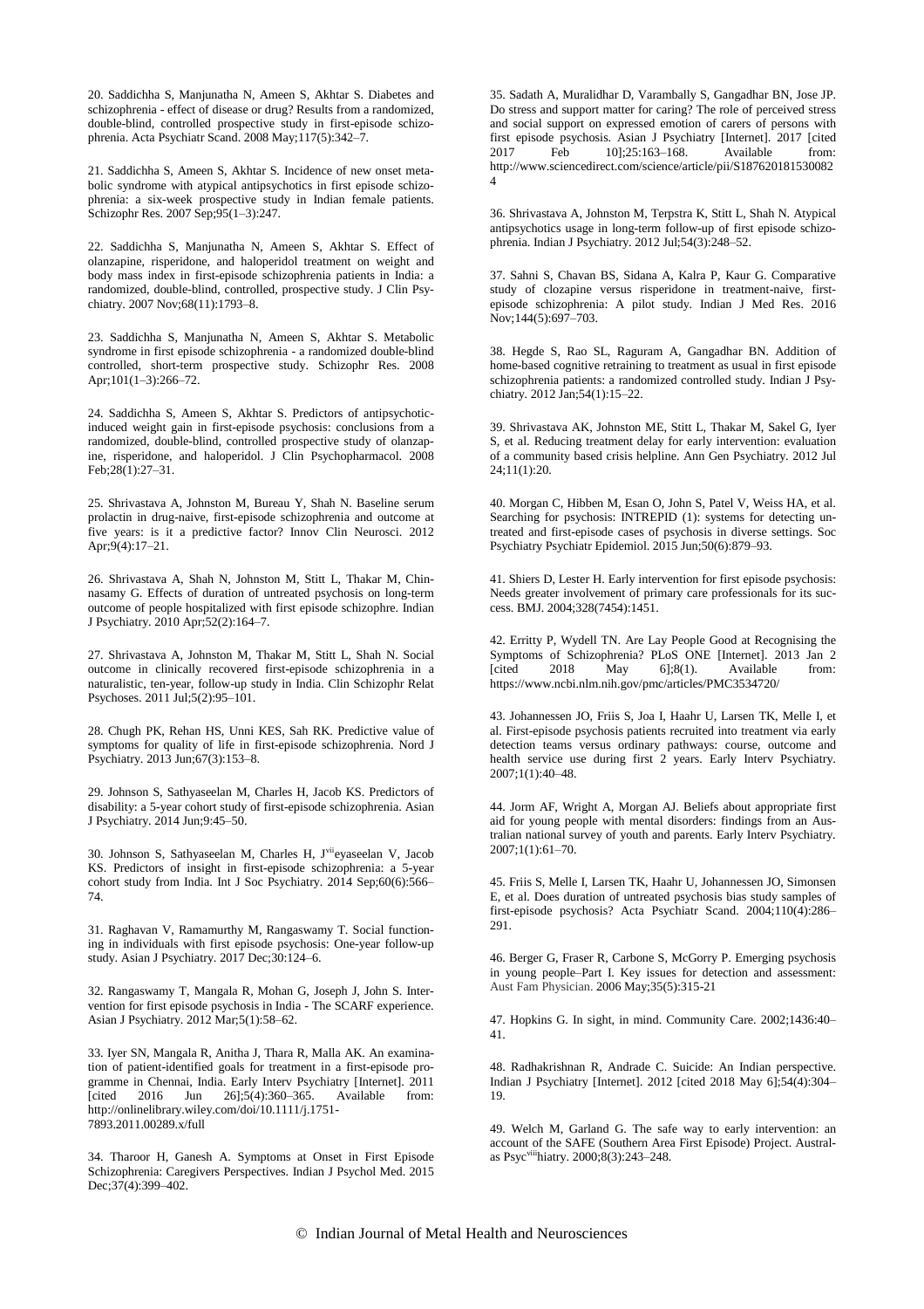20. Saddichha S, Manjunatha N, Ameen S, Akhtar S. Diabetes and schizophrenia - effect of disease or drug? Results from a randomized, double-blind, controlled prospective study in first-episode schizophrenia. Acta Psychiatr Scand. 2008 May;117(5):342–7.

21. Saddichha S, Ameen S, Akhtar S. Incidence of new onset metabolic syndrome with atypical antipsychotics in first episode schizophrenia: a six-week prospective study in Indian female patients. Schizophr Res. 2007 Sep;95(1–3):247.

22. Saddichha S, Manjunatha N, Ameen S, Akhtar S. Effect of olanzapine, risperidone, and haloperidol treatment on weight and body mass index in first-episode schizophrenia patients in India: a randomized, double-blind, controlled, prospective study. J Clin Psychiatry. 2007 Nov;68(11):1793–8.

23. Saddichha S, Manjunatha N, Ameen S, Akhtar S. Metabolic syndrome in first episode schizophrenia - a randomized double-blind controlled, short-term prospective study. Schizophr Res. 2008 Apr;101(1–3):266–72.

24. Saddichha S, Ameen S, Akhtar S. Predictors of antipsychotic-induced weight gain in first-episode psychosis: conclusions from a randomized, double-blind, controlled prospective study of olanzapine, risperidone, and haloperidol. J Clin Psychopharmacol. 2008 Feb;28(1):27–31.

25. Shrivastava A, Johnston M, Bureau Y, Shah N. Baseline serum prolactin in drug-naive, first-episode schizophrenia and outcome at five years: is it a predictive factor? Innov Clin Neurosci. 2012 Apr;9(4):17–21.

26. Shrivastava A, Shah N, Johnston M, Stitt L, Thakar M, Chinnasamy G. Effects of duration of untreated psychosis on long-term outcome of people hospitalized with first episode schizophre. Indian J Psychiatry. 2010 Apr;52(2):164–7.

27. Shrivastava A, Johnston M, Thakar M, Stitt L, Shah N. Social outcome in clinically recovered first-episode schizophrenia in a naturalistic, ten-year, follow-up study in India. Clin Schizophr Relat Psychoses. 2011 Jul;5(2):95–101.

28. Chugh PK, Rehan HS, Unni KES, Sah RK. Predictive value of symptoms for quality of life in first-episode schizophrenia. Nord J Psychiatry. 2013 Jun;67(3):153–8.

29. Johnson S, Sathyaseelan M, Charles H, Jacob KS. Predictors of disability: a 5-year cohort study of first-episode schizophrenia. Asian J Psychiatry. 2014 Jun;9:45–50.

30. Johnson S, Sathyaseelan M, Charles H, J[vii]eyaseelan V, Jacob KS. Predictors of insight in first-episode schizophrenia: a 5-year cohort study from India. Int J Soc Psychiatry. 2014 Sep;60(6):566–74.

31. Raghavan V, Ramamurthy M, Rangaswamy T. Social functioning in individuals with first episode psychosis: One-year follow-up study. Asian J Psychiatry. 2017 Dec;30:124–6.

32. Rangaswamy T, Mangala R, Mohan G, Joseph J, John S. Intervention for first episode psychosis in India - The SCARF experience. Asian J Psychiatry. 2012 Mar;5(1):58–62.

33. Iyer SN, Mangala R, Anitha J, Thara R, Malla AK. An examination of patient-identified goals for treatment in a first-episode programme in Chennai, India. Early Interv Psychiatry [Internet]. 2011 [cited 2016 Jun 26];5(4):360–365. Available from: http://onlinelibrary.wiley.com/doi/10.1111/j.1751-7893.2011.00289.x/full

34. Tharoor H, Ganesh A. Symptoms at Onset in First Episode Schizophrenia: Caregivers Perspectives. Indian J Psychol Med. 2015 Dec;37(4):399–402.

35. Sadath A, Muralidhar D, Varambally S, Gangadhar BN, Jose JP. Do stress and support matter for caring? The role of perceived stress and social support on expressed emotion of carers of persons with first episode psychosis. Asian J Psychiatry [Internet]. 2017 [cited 2017 Feb 10];25:163–168. Available from: http://www.sciencedirect.com/science/article/pii/S1876201815300824

36. Shrivastava A, Johnston M, Terpstra K, Stitt L, Shah N. Atypical antipsychotics usage in long-term follow-up of first episode schizophrenia. Indian J Psychiatry. 2012 Jul;54(3):248–52.

37. Sahni S, Chavan BS, Sidana A, Kalra P, Kaur G. Comparative study of clozapine versus risperidone in treatment-naive, first-episode schizophrenia: A pilot study. Indian J Med Res. 2016 Nov;144(5):697–703.

38. Hegde S, Rao SL, Raguram A, Gangadhar BN. Addition of home-based cognitive retraining to treatment as usual in first episode schizophrenia patients: a randomized controlled study. Indian J Psychiatry. 2012 Jan;54(1):15–22.

39. Shrivastava AK, Johnston ME, Stitt L, Thakar M, Sakel G, Iyer S, et al. Reducing treatment delay for early intervention: evaluation of a community based crisis helpline. Ann Gen Psychiatry. 2012 Jul 24;11(1):20.

40. Morgan C, Hibben M, Esan O, John S, Patel V, Weiss HA, et al. Searching for psychosis: INTREPID (1): systems for detecting untreated and first-episode cases of psychosis in diverse settings. Soc Psychiatry Psychiatr Epidemiol. 2015 Jun;50(6):879–93.

41. Shiers D, Lester H. Early intervention for first episode psychosis: Needs greater involvement of primary care professionals for its success. BMJ. 2004;328(7454):1451.

42. Erritty P, Wydell TN. Are Lay People Good at Recognising the Symptoms of Schizophrenia? PLoS ONE [Internet]. 2013 Jan 2 [cited 2018 May 6];8(1). Available from: https://www.ncbi.nlm.nih.gov/pmc/articles/PMC3534720/

43. Johannessen JO, Friis S, Joa I, Haahr U, Larsen TK, Melle I, et al. First-episode psychosis patients recruited into treatment via early detection teams versus ordinary pathways: course, outcome and health service use during first 2 years. Early Interv Psychiatry. 2007;1(1):40–48.

44. Jorm AF, Wright A, Morgan AJ. Beliefs about appropriate first aid for young people with mental disorders: findings from an Australian national survey of youth and parents. Early Interv Psychiatry. 2007;1(1):61–70.

45. Friis S, Melle I, Larsen TK, Haahr U, Johannessen JO, Simonsen E, et al. Does duration of untreated psychosis bias study samples of first-episode psychosis? Acta Psychiatr Scand. 2004;110(4):286–291.

46. Berger G, Fraser R, Carbone S, McGorry P. Emerging psychosis in young people–Part I. Key issues for detection and assessment: Aust Fam Physician. 2006 May;35(5):315-21

47. Hopkins G. In sight, in mind. Community Care. 2002;1436:40–41.

48. Radhakrishnan R, Andrade C. Suicide: An Indian perspective. Indian J Psychiatry [Internet]. 2012 [cited 2018 May 6];54(4):304–19.

49. Welch M, Garland G. The safe way to early intervention: an account of the SAFE (Southern Area First Episode) Project. Australas Psyc[viii]hiatry. 2000;8(3):243–248.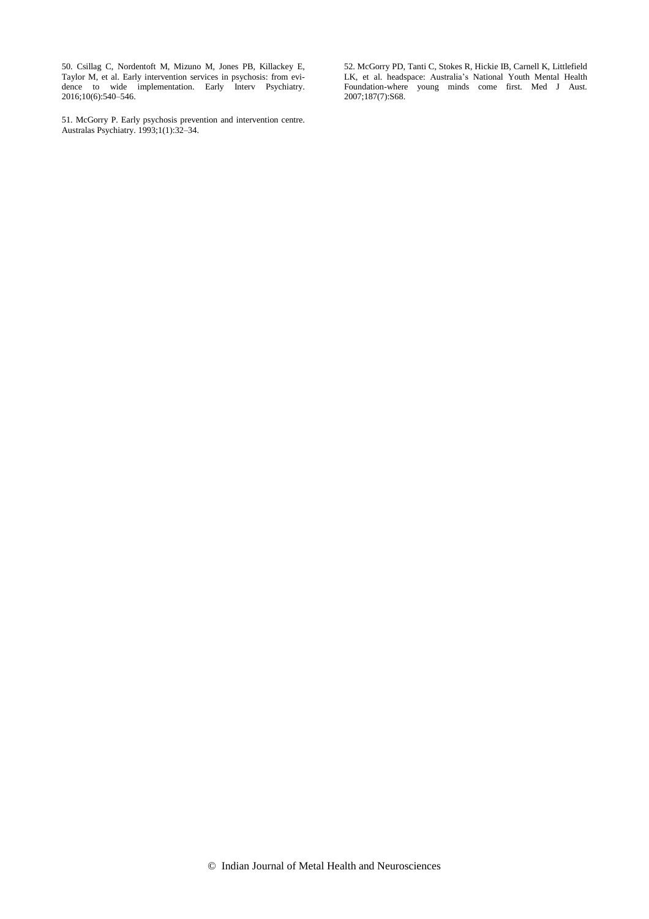50. Csillag C, Nordentoft M, Mizuno M, Jones PB, Killackey E, Taylor M, et al. Early intervention services in psychosis: from evidence to wide implementation. Early Interv Psychiatry. 2016;10(6):540–546.

51. McGorry P. Early psychosis prevention and intervention centre. Australas Psychiatry. 1993;1(1):32–34.

52. McGorry PD, Tanti C, Stokes R, Hickie IB, Carnell K, Littlefield LK, et al. headspace: Australia's National Youth Mental Health Foundation-where young minds come first. Med J Aust. 2007;187(7):S68.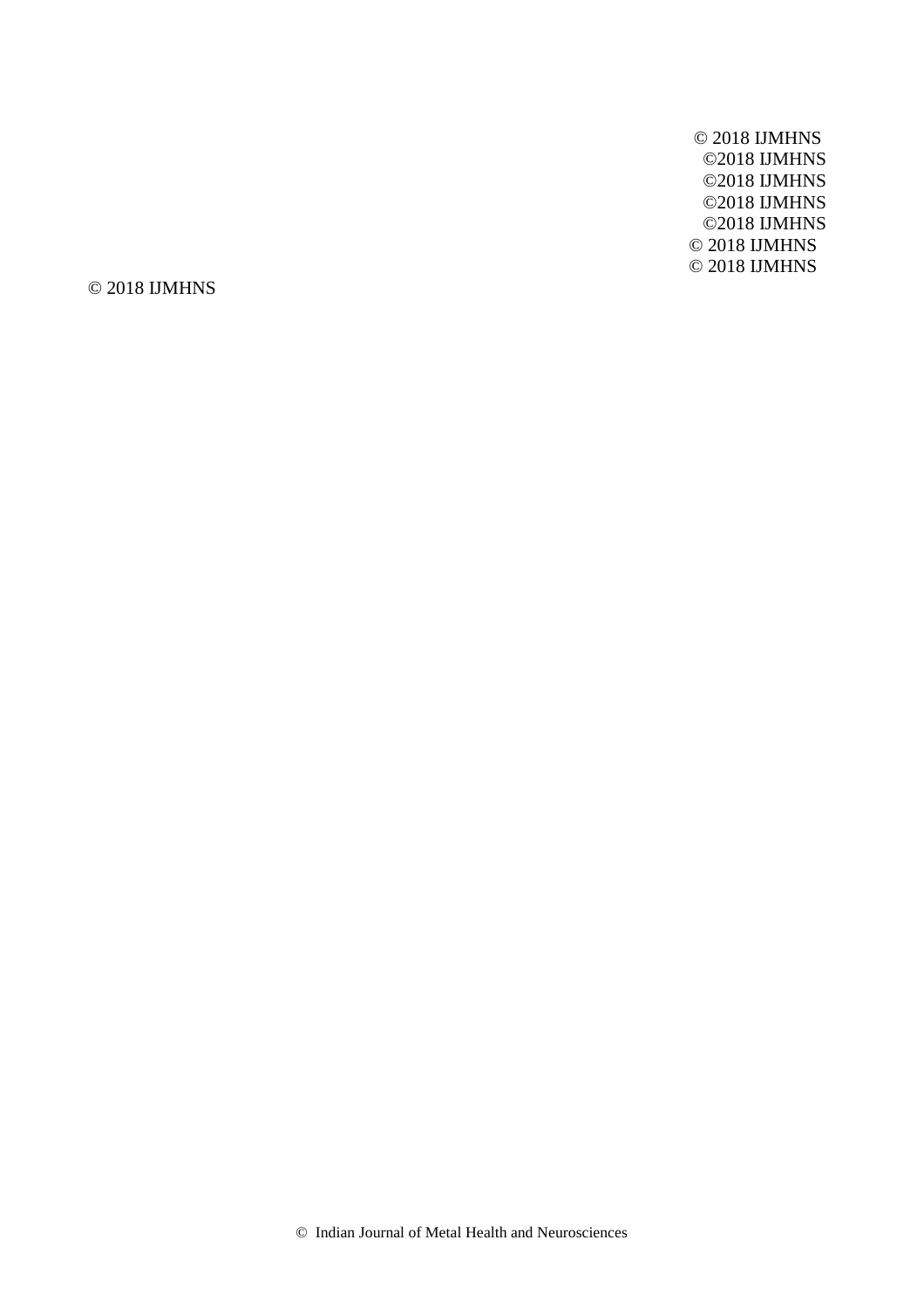© 2018 IJMHNS

©2018 IJMHNS

©2018 IJMHNS

©2018 IJMHNS

©2018 IJMHNS

© 2018 IJMHNS

© 2018 IJMHNS

© 2018 IJMHNS